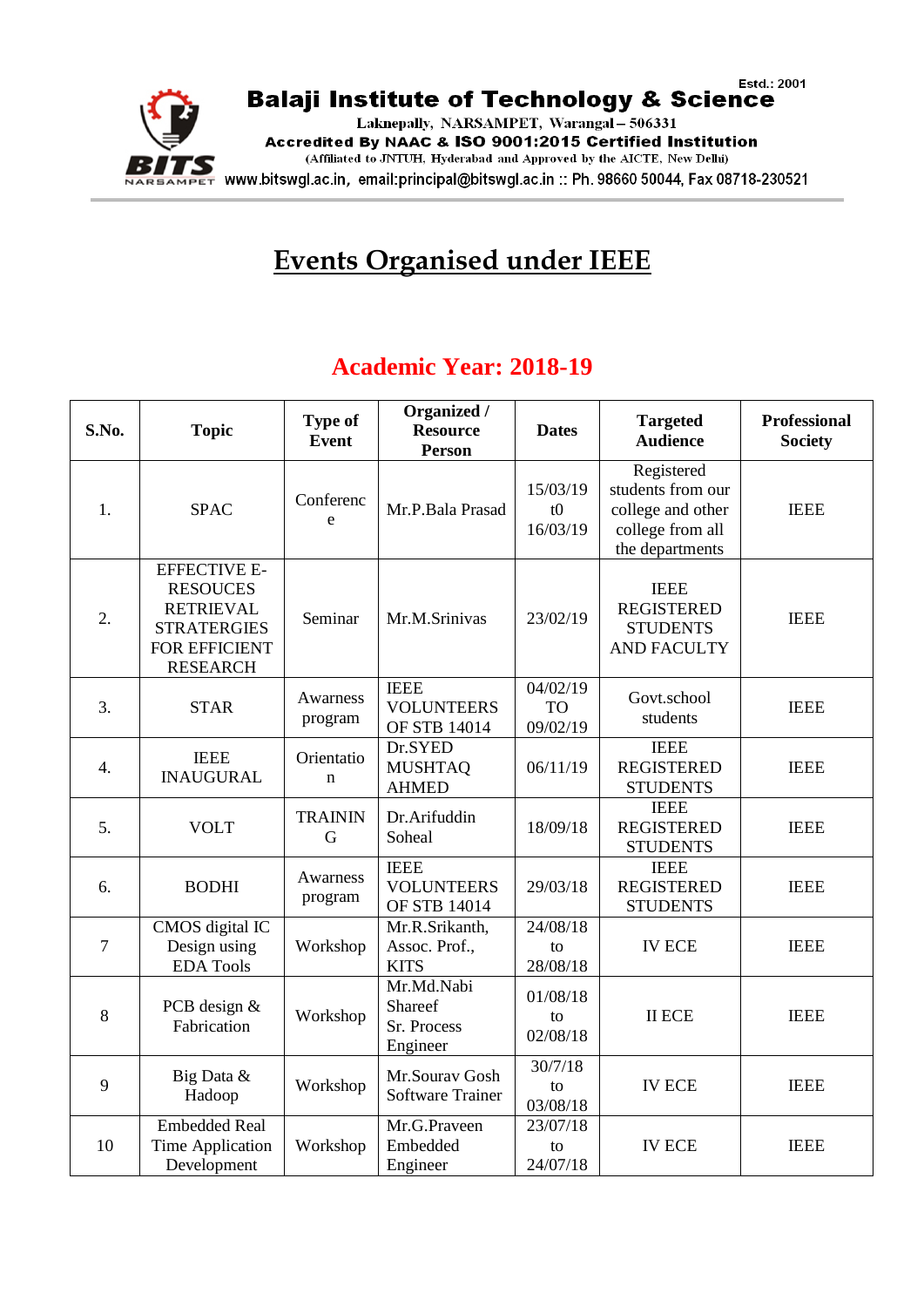Estd.: 2001

**Balaji Institute of Technology & Science**

Laknepally, NARSAMPET, Warangal – 506331

**Accredited By NAAC & ISO 9001:2015 Certified Institution**

(Affiliated to JNTUH, Hyderabad and Approved by the AICTE, New Delhi)

www.bitswgl.ac.in, email:principal@bitswgl.ac.in :: Ph. 98660 50044, Fax 08718-230521

# Events Organised under IEEE

## Academic Year: 2018-19

| S.No. | Topic | Type of Event | Organized / Resource Person | Dates | Targeted Audience | Professional Society |
|---|---|---|---|---|---|---|
| 1. | SPAC | Conference | Mr.P.Bala Prasad | 15/03/19 t0 16/03/19 | Registered students from our college and other college from all the departments | IEEE |
| 2. | EFFECTIVE E-RESOUCES RETRIEVAL STRATERGIES FOR EFFICIENT RESEARCH | Seminar | Mr.M.Srinivas | 23/02/19 | IEEE REGISTERED STUDENTS AND FACULTY | IEEE |
| 3. | STAR | Awarness program | IEEE VOLUNTEERS OF STB 14014 | 04/02/19 TO 09/02/19 | Govt.school students | IEEE |
| 4. | IEEE INAUGURAL | Orientation | Dr.SYED MUSHTAQ AHMED | 06/11/19 | IEEE REGISTERED STUDENTS | IEEE |
| 5. | VOLT | TRAINING | Dr.Arifuddin Soheal | 18/09/18 | IEEE REGISTERED STUDENTS | IEEE |
| 6. | BODHI | Awarness program | IEEE VOLUNTEERS OF STB 14014 | 29/03/18 | IEEE REGISTERED STUDENTS | IEEE |
| 7 | CMOS digital IC Design using EDA Tools | Workshop | Mr.R.Srikanth, Assoc. Prof., KITS | 24/08/18 to 28/08/18 | IV ECE | IEEE |
| 8 | PCB design & Fabrication | Workshop | Mr.Md.Nabi Shareef Sr. Process Engineer | 01/08/18 to 02/08/18 | II ECE | IEEE |
| 9 | Big Data & Hadoop | Workshop | Mr.Sourav Gosh Software Trainer | 30/7/18 to 03/08/18 | IV ECE | IEEE |
| 10 | Embedded Real Time Application Development | Workshop | Mr.G.Praveen Embedded Engineer | 23/07/18 to 24/07/18 | IV ECE | IEEE |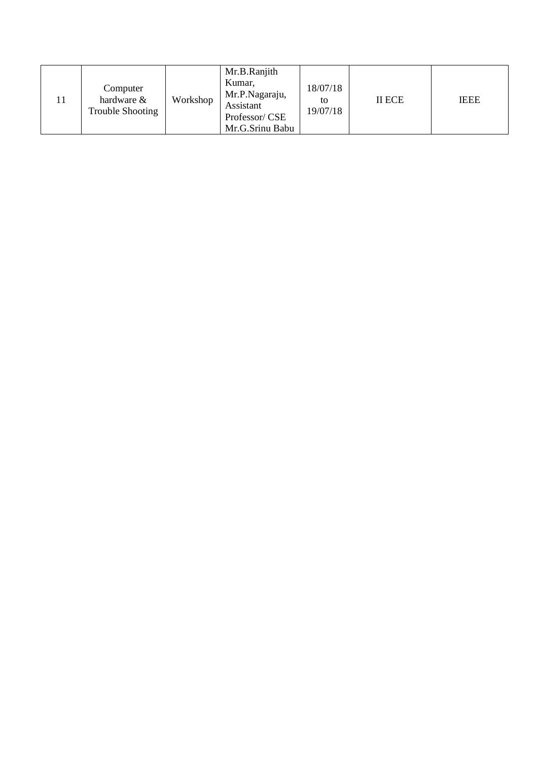| | | | | | | |
|---|---|---|---|---|---|---|
| 11 | Computer hardware & Trouble Shooting | Workshop | Mr.B.Ranjith Kumar, Mr.P.Nagaraju, Assistant Professor/ CSE Mr.G.Srinu Babu | 18/07/18 to 19/07/18 | II ECE | IEEE |